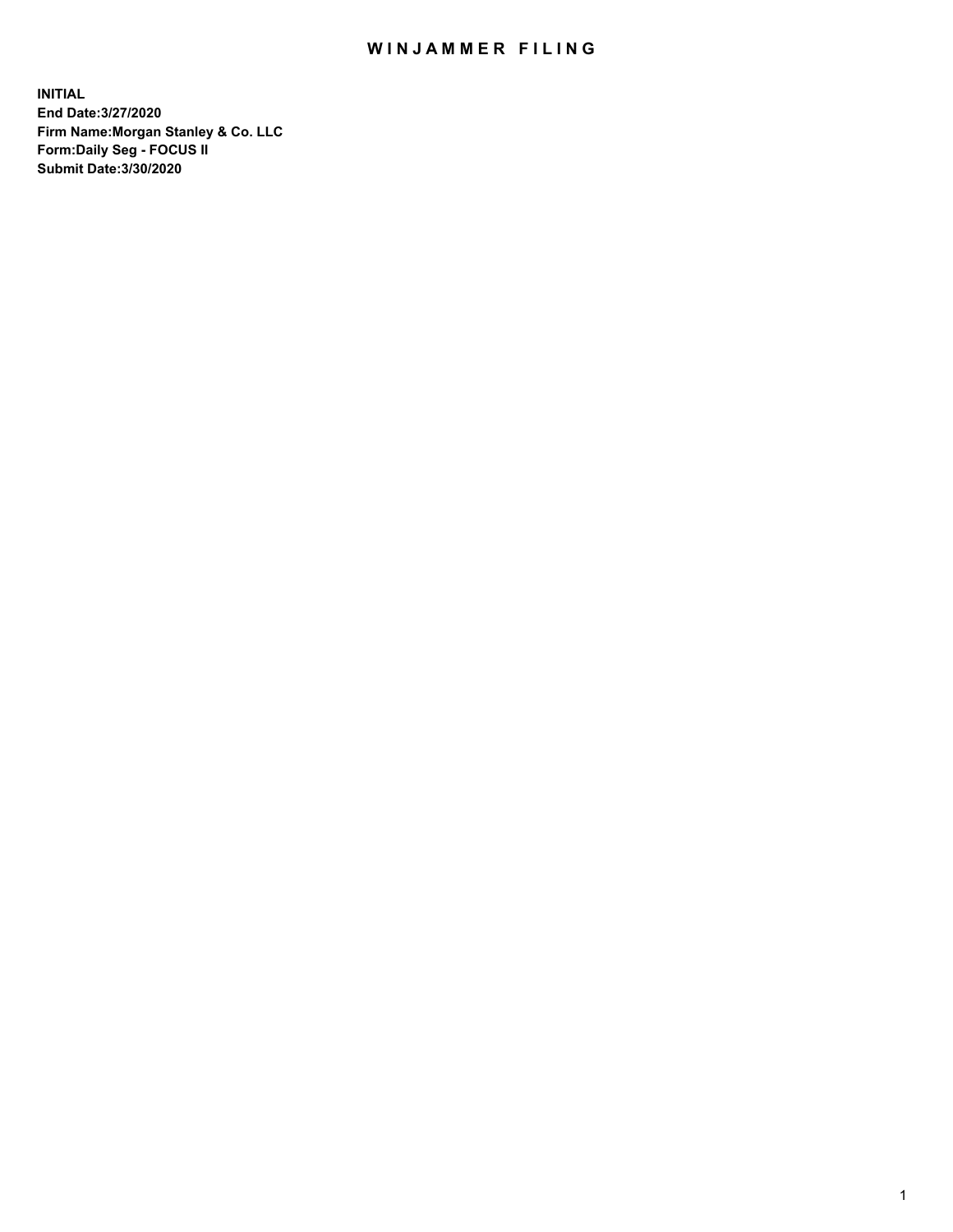# WINJAMMER FILING

**INITIAL**
**End Date:3/27/2020**
**Firm Name:Morgan Stanley & Co. LLC**
**Form:Daily Seg - FOCUS II**
**Submit Date:3/30/2020**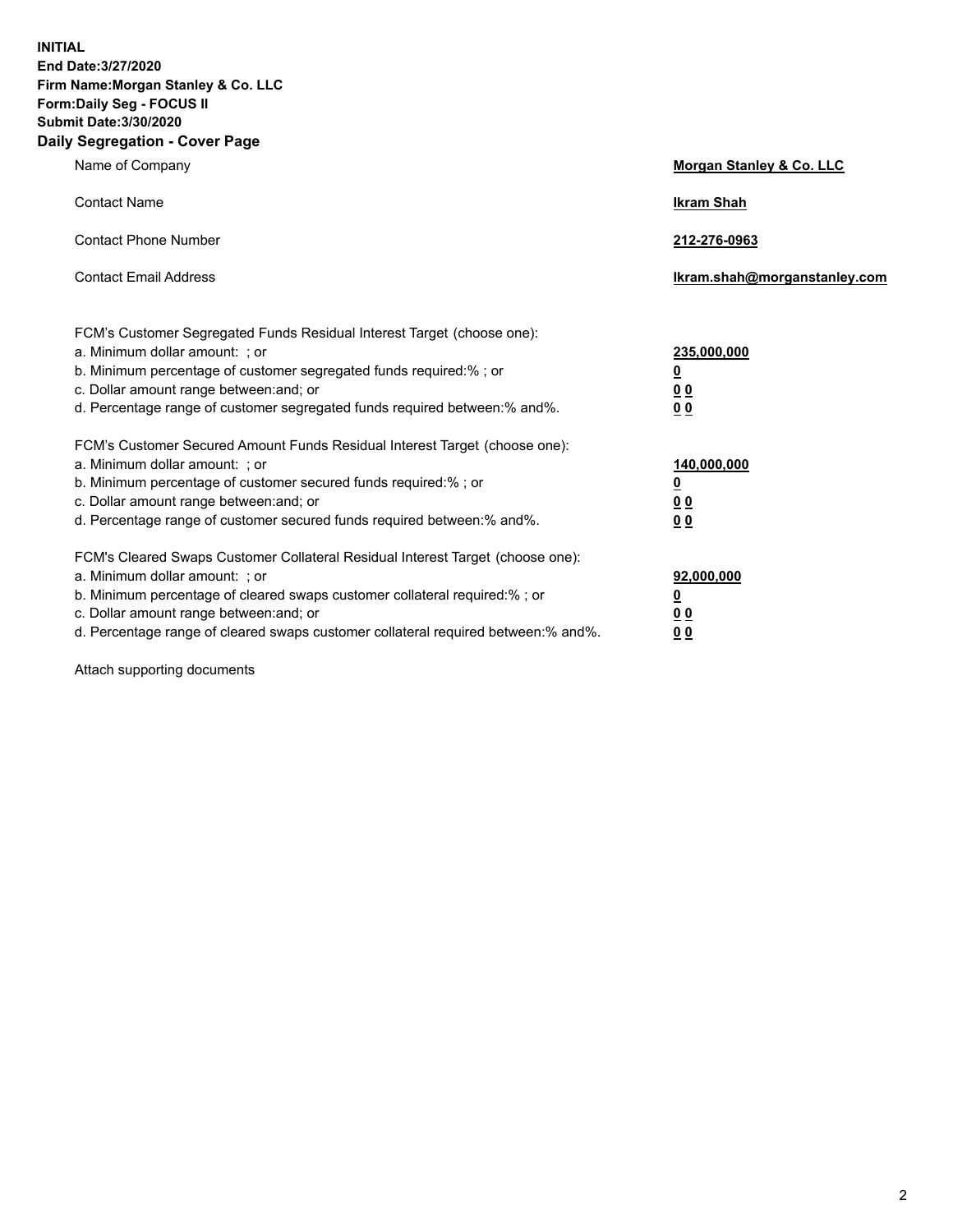**INITIAL**
**End Date:3/27/2020**
**Firm Name:Morgan Stanley & Co. LLC**
**Form:Daily Seg - FOCUS II**
**Submit Date:3/30/2020**

## Daily Segregation - Cover Page

| | |
|---|---|
| Name of Company | **Morgan Stanley & Co. LLC** |
| Contact Name | **Ikram Shah** |
| Contact Phone Number | **212-276-0963** |
| Contact Email Address | **Ikram.shah@morganstanley.com** |

| | |
|---|---|
| FCM's Customer Segregated Funds Residual Interest Target (choose one): | |
| a. Minimum dollar amount: ; or | **235,000,000** |
| b. Minimum percentage of customer segregated funds required:% ; or | **0** |
| c. Dollar amount range between:and; or | **0 0** |
| d. Percentage range of customer segregated funds required between:% and%. | **0 0** |
| FCM's Customer Secured Amount Funds Residual Interest Target (choose one): | |
| a. Minimum dollar amount: ; or | **140,000,000** |
| b. Minimum percentage of customer secured funds required:% ; or | **0** |
| c. Dollar amount range between:and; or | **0 0** |
| d. Percentage range of customer secured funds required between:% and%. | **0 0** |
| FCM's Cleared Swaps Customer Collateral Residual Interest Target (choose one): | |
| a. Minimum dollar amount: ; or | **92,000,000** |
| b. Minimum percentage of cleared swaps customer collateral required:% ; or | **0** |
| c. Dollar amount range between:and; or | **0 0** |
| d. Percentage range of cleared swaps customer collateral required between:% and%. | **0 0** |

Attach supporting documents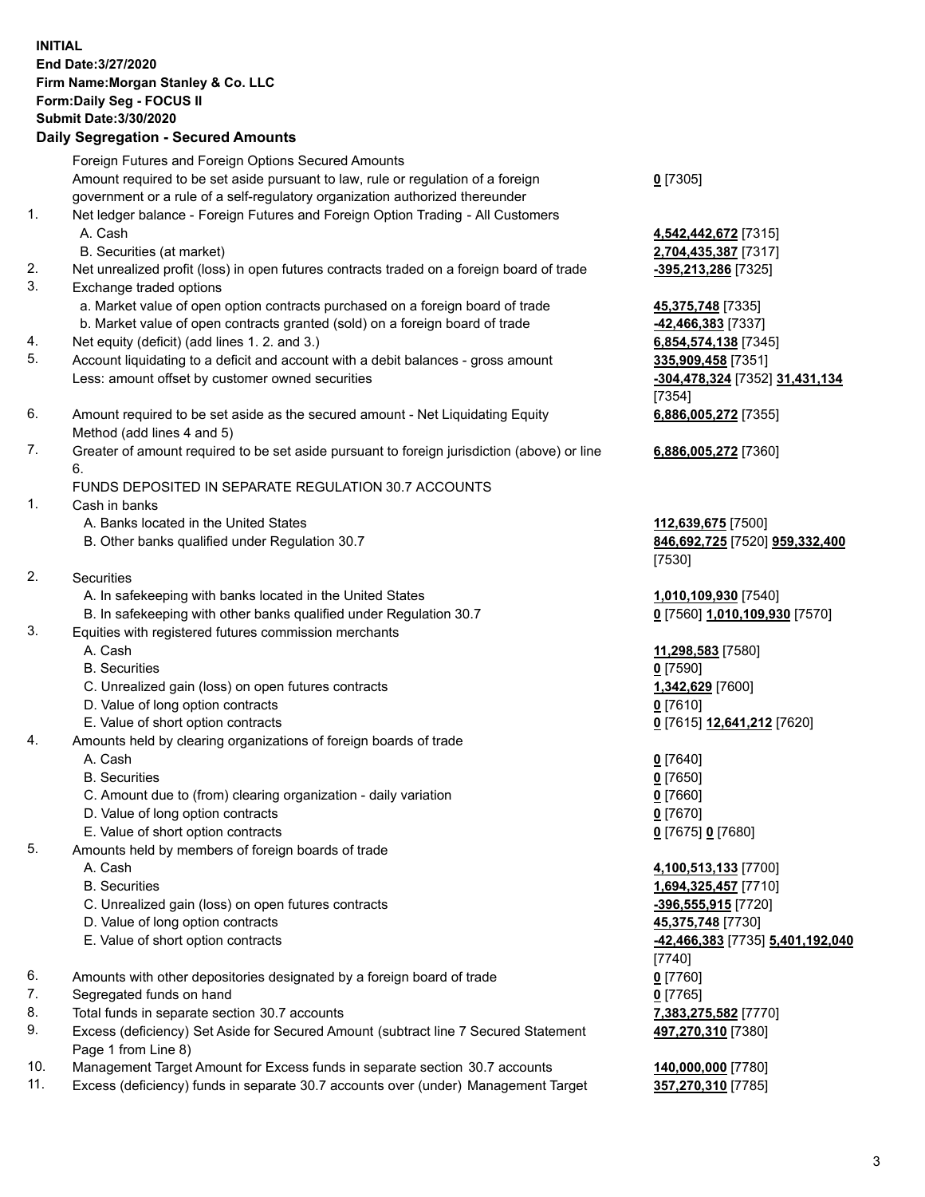**INITIAL**
**End Date:3/27/2020**
**Firm Name:Morgan Stanley & Co. LLC**
**Form:Daily Seg - FOCUS II**
**Submit Date:3/30/2020**

## Daily Segregation - Secured Amounts

| | | |
|---|---|---|
| | Foreign Futures and Foreign Options Secured Amounts | |
| | Amount required to be set aside pursuant to law, rule or regulation of a foreign government or a rule of a self-regulatory organization authorized thereunder | **0** [7305] |
| 1. | Net ledger balance - Foreign Futures and Foreign Option Trading - All Customers | |
| | A. Cash | **4,542,442,672** [7315] |
| | B. Securities (at market) | **2,704,435,387** [7317] |
| 2. | Net unrealized profit (loss) in open futures contracts traded on a foreign board of trade | **-395,213,286** [7325] |
| 3. | Exchange traded options | |
| | a. Market value of open option contracts purchased on a foreign board of trade | **45,375,748** [7335] |
| | b. Market value of open contracts granted (sold) on a foreign board of trade | **-42,466,383** [7337] |
| 4. | Net equity (deficit) (add lines 1. 2. and 3.) | **6,854,574,138** [7345] |
| 5. | Account liquidating to a deficit and account with a debit balances - gross amount | **335,909,458** [7351] |
| | Less: amount offset by customer owned securities | **-304,478,324** [7352] **31,431,134** [7354] |
| 6. | Amount required to be set aside as the secured amount - Net Liquidating Equity Method (add lines 4 and 5) | **6,886,005,272** [7355] |
| 7. | Greater of amount required to be set aside pursuant to foreign jurisdiction (above) or line 6. | **6,886,005,272** [7360] |
| | FUNDS DEPOSITED IN SEPARATE REGULATION 30.7 ACCOUNTS | |
| 1. | Cash in banks | |
| | A. Banks located in the United States | **112,639,675** [7500] |
| | B. Other banks qualified under Regulation 30.7 | **846,692,725** [7520] **959,332,400** [7530] |
| 2. | Securities | |
| | A. In safekeeping with banks located in the United States | **1,010,109,930** [7540] |
| | B. In safekeeping with other banks qualified under Regulation 30.7 | **0** [7560] **1,010,109,930** [7570] |
| 3. | Equities with registered futures commission merchants | |
| | A. Cash | **11,298,583** [7580] |
| | B. Securities | **0** [7590] |
| | C. Unrealized gain (loss) on open futures contracts | **1,342,629** [7600] |
| | D. Value of long option contracts | **0** [7610] |
| | E. Value of short option contracts | **0** [7615] **12,641,212** [7620] |
| 4. | Amounts held by clearing organizations of foreign boards of trade | |
| | A. Cash | **0** [7640] |
| | B. Securities | **0** [7650] |
| | C. Amount due to (from) clearing organization - daily variation | **0** [7660] |
| | D. Value of long option contracts | **0** [7670] |
| | E. Value of short option contracts | **0** [7675] **0** [7680] |
| 5. | Amounts held by members of foreign boards of trade | |
| | A. Cash | **4,100,513,133** [7700] |
| | B. Securities | **1,694,325,457** [7710] |
| | C. Unrealized gain (loss) on open futures contracts | **-396,555,915** [7720] |
| | D. Value of long option contracts | **45,375,748** [7730] |
| | E. Value of short option contracts | **-42,466,383** [7735] **5,401,192,040** [7740] |
| 6. | Amounts with other depositories designated by a foreign board of trade | **0** [7760] |
| 7. | Segregated funds on hand | **0** [7765] |
| 8. | Total funds in separate section 30.7 accounts | **7,383,275,582** [7770] |
| 9. | Excess (deficiency) Set Aside for Secured Amount (subtract line 7 Secured Statement Page 1 from Line 8) | **497,270,310** [7380] |
| 10. | Management Target Amount for Excess funds in separate section 30.7 accounts | **140,000,000** [7780] |
| 11. | Excess (deficiency) funds in separate 30.7 accounts over (under) Management Target | **357,270,310** [7785] |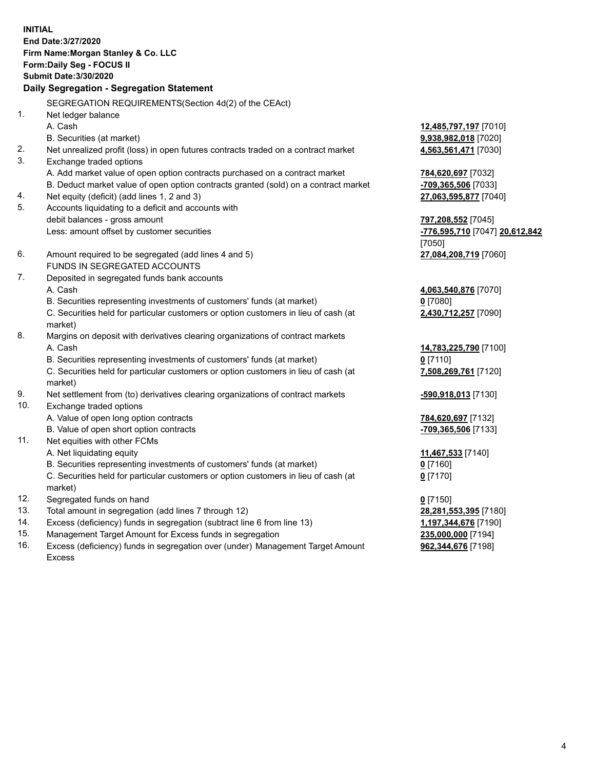**INITIAL**
**End Date:3/27/2020**
**Firm Name:Morgan Stanley & Co. LLC**
**Form:Daily Seg - FOCUS II**
**Submit Date:3/30/2020**

## Daily Segregation - Segregation Statement

SEGREGATION REQUIREMENTS(Section 4d(2) of the CEAct)

| | | |
|---|---|---|
| 1. | Net ledger balance | |
| | A. Cash | **12,485,797,197** [7010] |
| | B. Securities (at market) | **9,938,982,018** [7020] |
| 2. | Net unrealized profit (loss) in open futures contracts traded on a contract market | **4,563,561,471** [7030] |
| 3. | Exchange traded options | |
| | A. Add market value of open option contracts purchased on a contract market | **784,620,697** [7032] |
| | B. Deduct market value of open option contracts granted (sold) on a contract market | **-709,365,506** [7033] |
| 4. | Net equity (deficit) (add lines 1, 2 and 3) | **27,063,595,877** [7040] |
| 5. | Accounts liquidating to a deficit and accounts with | |
| | debit balances - gross amount | **797,208,552** [7045] |
| | Less: amount offset by customer securities | **-776,595,710** [7047] **20,612,842** [7050] |
| 6. | Amount required to be segregated (add lines 4 and 5) | **27,084,208,719** [7060] |
| | FUNDS IN SEGREGATED ACCOUNTS | |
| 7. | Deposited in segregated funds bank accounts | |
| | A. Cash | **4,063,540,876** [7070] |
| | B. Securities representing investments of customers' funds (at market) | **0** [7080] |
| | C. Securities held for particular customers or option customers in lieu of cash (at market) | **2,430,712,257** [7090] |
| 8. | Margins on deposit with derivatives clearing organizations of contract markets | |
| | A. Cash | **14,783,225,790** [7100] |
| | B. Securities representing investments of customers' funds (at market) | **0** [7110] |
| | C. Securities held for particular customers or option customers in lieu of cash (at market) | **7,508,269,761** [7120] |
| 9. | Net settlement from (to) derivatives clearing organizations of contract markets | **-590,918,013** [7130] |
| 10. | Exchange traded options | |
| | A. Value of open long option contracts | **784,620,697** [7132] |
| | B. Value of open short option contracts | **-709,365,506** [7133] |
| 11. | Net equities with other FCMs | |
| | A. Net liquidating equity | **11,467,533** [7140] |
| | B. Securities representing investments of customers' funds (at market) | **0** [7160] |
| | C. Securities held for particular customers or option customers in lieu of cash (at market) | **0** [7170] |
| 12. | Segregated funds on hand | **0** [7150] |
| 13. | Total amount in segregation (add lines 7 through 12) | **28,281,553,395** [7180] |
| 14. | Excess (deficiency) funds in segregation (subtract line 6 from line 13) | **1,197,344,676** [7190] |
| 15. | Management Target Amount for Excess funds in segregation | **235,000,000** [7194] |
| 16. | Excess (deficiency) funds in segregation over (under) Management Target Amount Excess | **962,344,676** [7198] |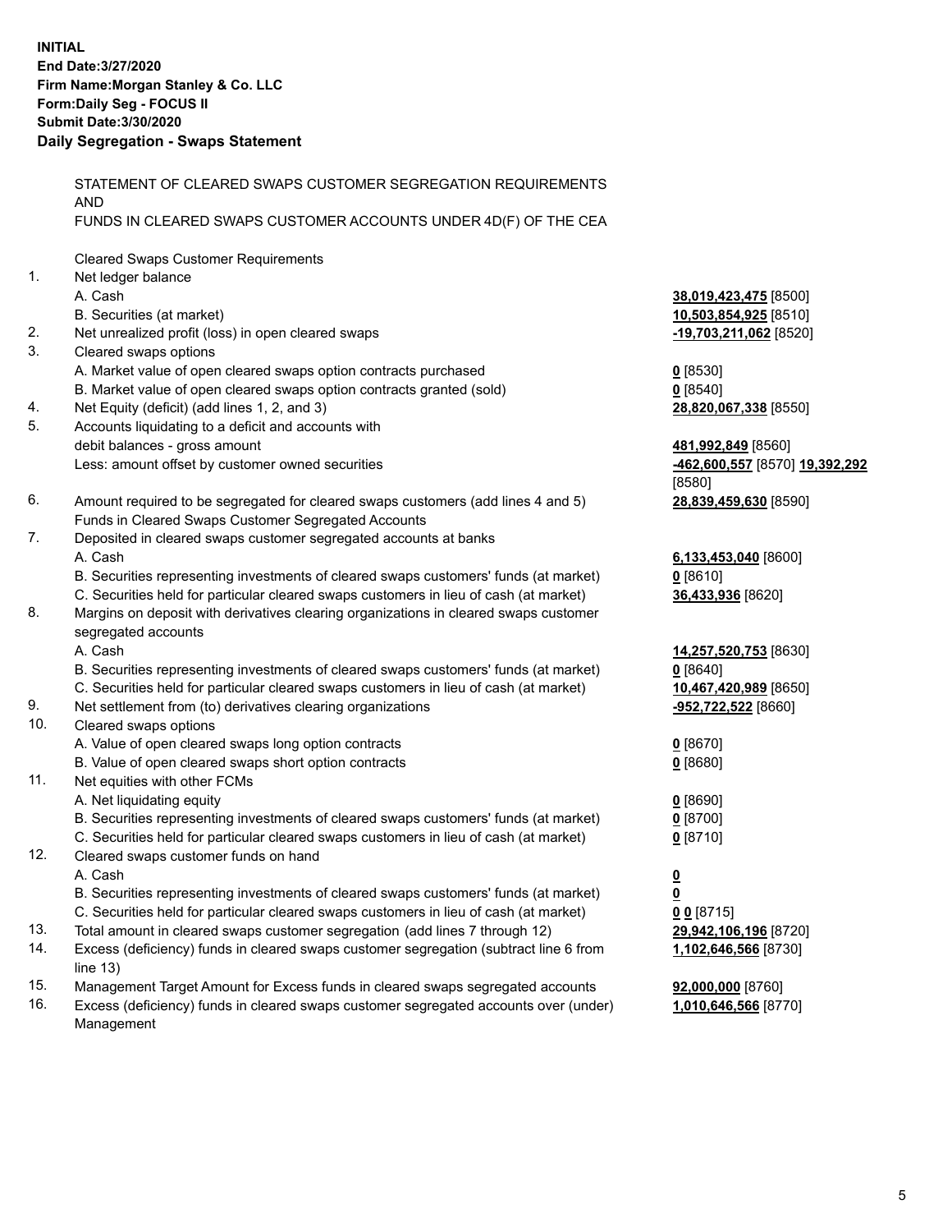**INITIAL**
**End Date:3/27/2020**
**Firm Name:Morgan Stanley & Co. LLC**
**Form:Daily Seg - FOCUS II**
**Submit Date:3/30/2020**
**Daily Segregation - Swaps Statement**

STATEMENT OF CLEARED SWAPS CUSTOMER SEGREGATION REQUIREMENTS AND
FUNDS IN CLEARED SWAPS CUSTOMER ACCOUNTS UNDER 4D(F) OF THE CEA

| | | |
|---|---|---|
| | Cleared Swaps Customer Requirements | |
| 1. | Net ledger balance | |
| | A. Cash | **38,019,423,475** [8500] |
| | B. Securities (at market) | **10,503,854,925** [8510] |
| 2. | Net unrealized profit (loss) in open cleared swaps | **-19,703,211,062** [8520] |
| 3. | Cleared swaps options | |
| | A. Market value of open cleared swaps option contracts purchased | **0** [8530] |
| | B. Market value of open cleared swaps option contracts granted (sold) | **0** [8540] |
| 4. | Net Equity (deficit) (add lines 1, 2, and 3) | **28,820,067,338** [8550] |
| 5. | Accounts liquidating to a deficit and accounts with debit balances - gross amount | **481,992,849** [8560] |
| | Less: amount offset by customer owned securities | **-462,600,557** [8570] **19,392,292** [8580] |
| 6. | Amount required to be segregated for cleared swaps customers (add lines 4 and 5) | **28,839,459,630** [8590] |
| | Funds in Cleared Swaps Customer Segregated Accounts | |
| 7. | Deposited in cleared swaps customer segregated accounts at banks | |
| | A. Cash | **6,133,453,040** [8600] |
| | B. Securities representing investments of cleared swaps customers' funds (at market) | **0** [8610] |
| | C. Securities held for particular cleared swaps customers in lieu of cash (at market) | **36,433,936** [8620] |
| 8. | Margins on deposit with derivatives clearing organizations in cleared swaps customer segregated accounts | |
| | A. Cash | **14,257,520,753** [8630] |
| | B. Securities representing investments of cleared swaps customers' funds (at market) | **0** [8640] |
| | C. Securities held for particular cleared swaps customers in lieu of cash (at market) | **10,467,420,989** [8650] |
| 9. | Net settlement from (to) derivatives clearing organizations | **-952,722,522** [8660] |
| 10. | Cleared swaps options | |
| | A. Value of open cleared swaps long option contracts | **0** [8670] |
| | B. Value of open cleared swaps short option contracts | **0** [8680] |
| 11. | Net equities with other FCMs | |
| | A. Net liquidating equity | **0** [8690] |
| | B. Securities representing investments of cleared swaps customers' funds (at market) | **0** [8700] |
| | C. Securities held for particular cleared swaps customers in lieu of cash (at market) | **0** [8710] |
| 12. | Cleared swaps customer funds on hand | |
| | A. Cash | **0** |
| | B. Securities representing investments of cleared swaps customers' funds (at market) | **0** |
| | C. Securities held for particular cleared swaps customers in lieu of cash (at market) | **0** **0** [8715] |
| 13. | Total amount in cleared swaps customer segregation (add lines 7 through 12) | **29,942,106,196** [8720] |
| 14. | Excess (deficiency) funds in cleared swaps customer segregation (subtract line 6 from line 13) | **1,102,646,566** [8730] |
| 15. | Management Target Amount for Excess funds in cleared swaps segregated accounts | **92,000,000** [8760] |
| 16. | Excess (deficiency) funds in cleared swaps customer segregated accounts over (under) Management | **1,010,646,566** [8770] |